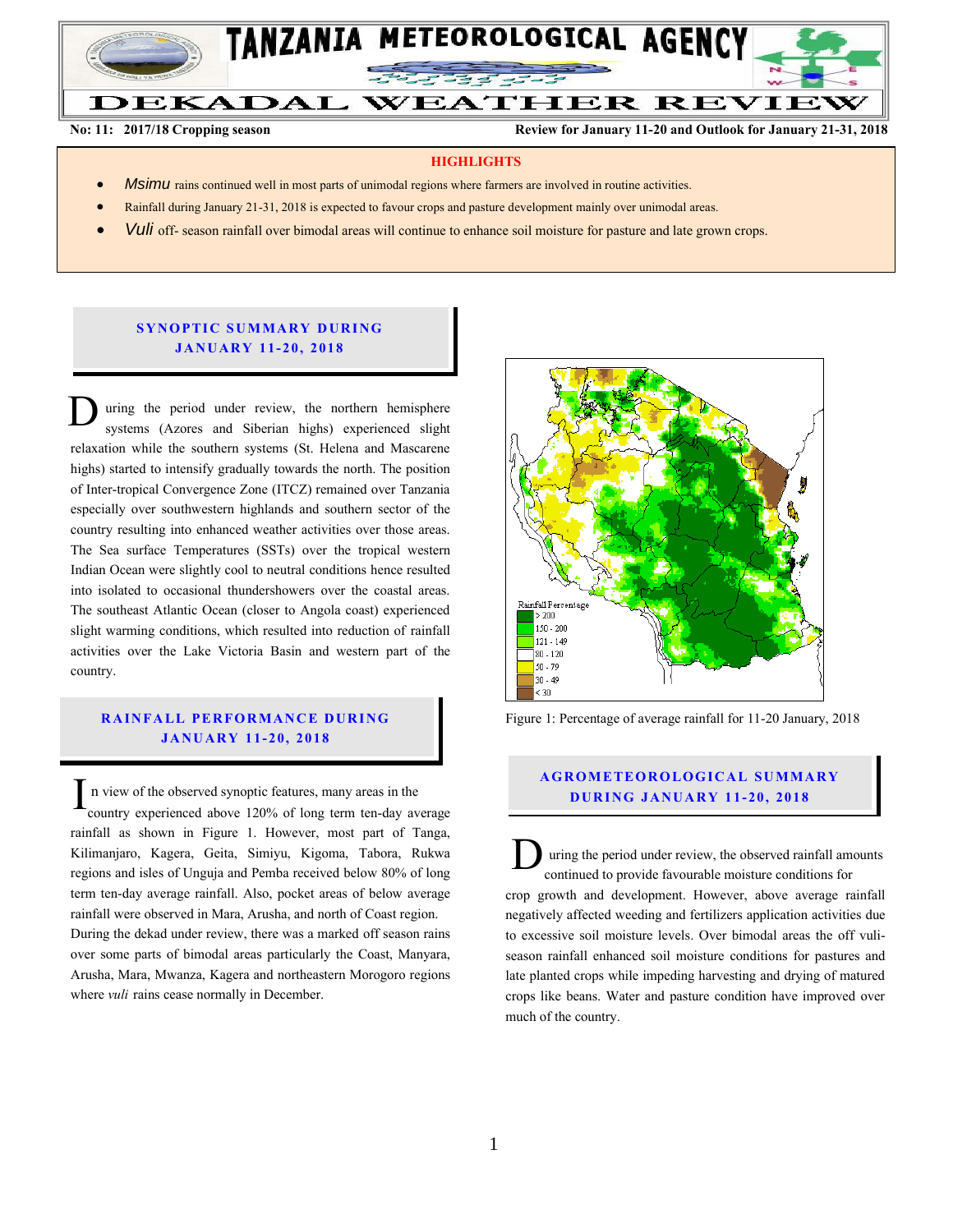# TANZANIA METEOROLOGICAL AGENCY

## DEKADAL WEATHER REVIEW

**No: 11: 2017/18 Cropping season** **Review for January 11-20 and Outlook for January 21-31, 2018**

**HIGHLIGHTS**

- *Msimu* rains continued well in most parts of unimodal regions where farmers are involved in routine activities.
- Rainfall during January 21-31, 2018 is expected to favour crops and pasture development mainly over unimodal areas.
- *Vuli* off- season rainfall over bimodal areas will continue to enhance soil moisture for pasture and late grown crops.

## SYNOPTIC SUMMARY DURING JANUARY 11-20, 2018

During the period under review, the northern hemisphere systems (Azores and Siberian highs) experienced slight relaxation while the southern systems (St. Helena and Mascarene highs) started to intensify gradually towards the north. The position of Inter-tropical Convergence Zone (ITCZ) remained over Tanzania especially over southwestern highlands and southern sector of the country resulting into enhanced weather activities over those areas. The Sea surface Temperatures (SSTs) over the tropical western Indian Ocean were slightly cool to neutral conditions hence resulted into isolated to occasional thundershowers over the coastal areas. The southeast Atlantic Ocean (closer to Angola coast) experienced slight warming conditions, which resulted into reduction of rainfall activities over the Lake Victoria Basin and western part of the country.

## RAINFALL PERFORMANCE DURING JANUARY 11-20, 2018

In view of the observed synoptic features, many areas in the country experienced above 120% of long term ten-day average rainfall as shown in Figure 1. However, most part of Tanga, Kilimanjaro, Kagera, Geita, Simiyu, Kigoma, Tabora, Rukwa regions and isles of Unguja and Pemba received below 80% of long term ten-day average rainfall. Also, pocket areas of below average rainfall were observed in Mara, Arusha, and north of Coast region.

During the dekad under review, there was a marked off season rains over some parts of bimodal areas particularly the Coast, Manyara, Arusha, Mara, Mwanza, Kagera and northeastern Morogoro regions where *vuli* rains cease normally in December.

Figure 1: Percentage of average rainfall for 11-20 January, 2018

## AGROMETEOROLOGICAL SUMMARY DURING JANUARY 11-20, 2018

During the period under review, the observed rainfall amounts continued to provide favourable moisture conditions for crop growth and development. However, above average rainfall negatively affected weeding and fertilizers application activities due to excessive soil moisture levels. Over bimodal areas the off vuli-season rainfall enhanced soil moisture conditions for pastures and late planted crops while impeding harvesting and drying of matured crops like beans. Water and pasture condition have improved over much of the country.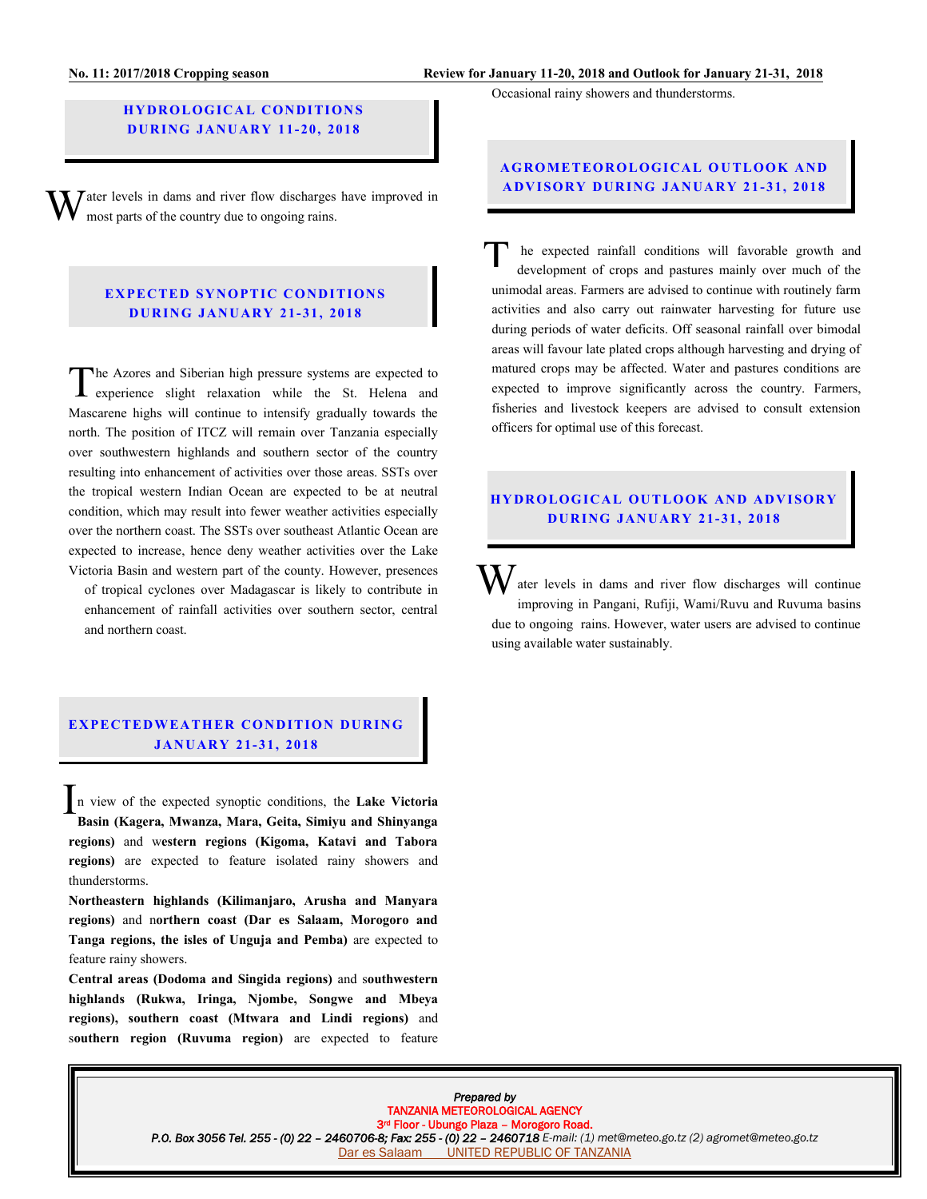## HYDROLOGICAL CONDITIONS DURING JANUARY 11-20, 2018

Water levels in dams and river flow discharges have improved in most parts of the country due to ongoing rains.

## EXPECTED SYNOPTIC CONDITIONS DURING JANUARY 21-31, 2018

The Azores and Siberian high pressure systems are expected to experience slight relaxation while the St. Helena and Mascarene highs will continue to intensify gradually towards the north. The position of ITCZ will remain over Tanzania especially over southwestern highlands and southern sector of the country resulting into enhancement of activities over those areas. SSTs over the tropical western Indian Ocean are expected to be at neutral condition, which may result into fewer weather activities especially over the northern coast. The SSTs over southeast Atlantic Ocean are expected to increase, hence deny weather activities over the Lake Victoria Basin and western part of the county. However, presences of tropical cyclones over Madagascar is likely to contribute in enhancement of rainfall activities over southern sector, central and northern coast.

## EXPECTEDWEATHER CONDITION DURING JANUARY 21-31, 2018

In view of the expected synoptic conditions, the **Lake Victoria Basin (Kagera, Mwanza, Mara, Geita, Simiyu and Shinyanga regions)** and w**estern regions (Kigoma, Katavi and Tabora regions)** are expected to feature isolated rainy showers and thunderstorms.

**Northeasteern highlands (Kilimanjaro, Arusha and Manyara regions)** and n**orthern coast (Dar es Salaam, Morogoro and Tanga regions, the isles of Unguja and Pemba)** are expected to feature rainy showers.

**Central areas (Dodoma and Singida regions)** and s**outhwestern highlands (Rukwa, Iringa, Njombe, Songwe and Mbeya regions), southern coast (Mtwara and Lindi regions)** and s**outhern region (Ruvuma region)** are expected to feature Occasional rainy showers and thunderstorms.

## AGROMETEOROLOGICAL OUTLOOK AND ADVISORY DURING JANUARY 21-31, 2018

The expected rainfall conditions will favorable growth and development of crops and pastures mainly over much of the unimodal areas. Farmers are advised to continue with routinely farm activities and also carry out rainwater harvesting for future use during periods of water deficits. Off seasonal rainfall over bimodal areas will favour late plated crops although harvesting and drying of matured crops may be affected. Water and pastures conditions are expected to improve significantly across the country. Farmers, fisheries and livestock keepers are advised to consult extension officers for optimal use of this forecast.

## HYDROLOGICAL OUTLOOK AND ADVISORY DURING JANUARY 21-31, 2018

Water levels in dams and river flow discharges will continue improving in Pangani, Rufiji, Wami/Ruvu and Ruvuma basins due to ongoing rains. However, water users are advised to continue using available water sustainably.

*Prepared by*
TANZANIA METEOROLOGICAL AGENCY
3rd Floor - Ubungo Plaza – Morogoro Road.
*P.O. Box 3056 Tel. 255 - (0) 22 – 2460706-8; Fax: 255 - (0) 22 – 2460718 E-mail: (1) met@meteo.go.tz (2) agromet@meteo.go.tz*
Dar es Salaam UNITED REPUBLIC OF TANZANIA